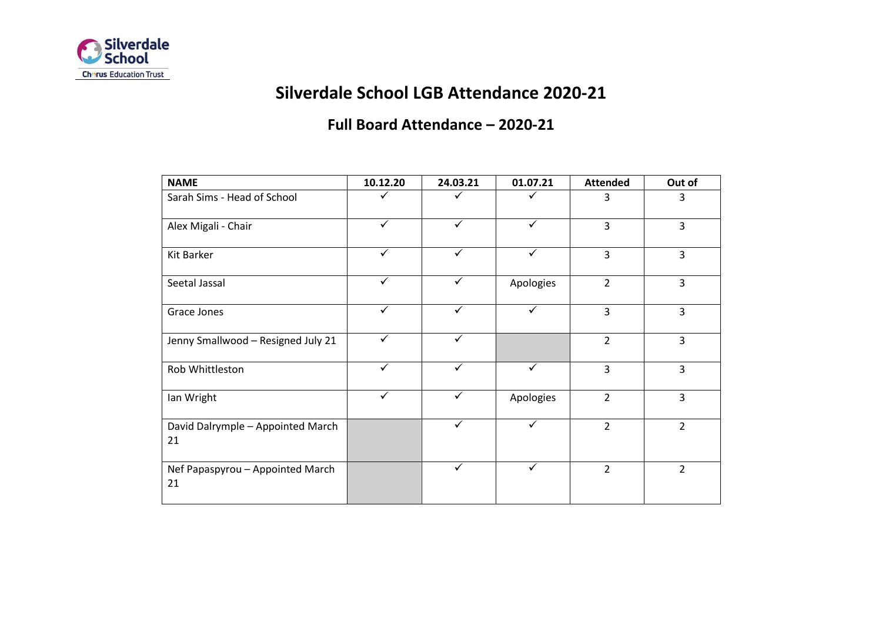# Silverdale School LGB Attendance 2020-21

## Full Board Attendance – 2020-21

| NAME | 10.12.20 | 24.03.21 | 01.07.21 | Attended | Out of |
|---|---|---|---|---|---|
| Sarah Sims - Head of School | ✓ | ✓ | ✓ | 3 | 3 |
| Alex Migali - Chair | ✓ | ✓ | ✓ | 3 | 3 |
| Kit Barker | ✓ | ✓ | ✓ | 3 | 3 |
| Seetal Jassal | ✓ | ✓ | Apologies | 2 | 3 |
| Grace Jones | ✓ | ✓ | ✓ | 3 | 3 |
| Jenny Smallwood – Resigned July 21 | ✓ | ✓ | | 2 | 3 |
| Rob Whittleston | ✓ | ✓ | ✓ | 3 | 3 |
| Ian Wright | ✓ | ✓ | Apologies | 2 | 3 |
| David Dalrymple – Appointed March 21 | | ✓ | ✓ | 2 | 2 |
| Nef Papaspyrou – Appointed March 21 | | ✓ | ✓ | 2 | 2 |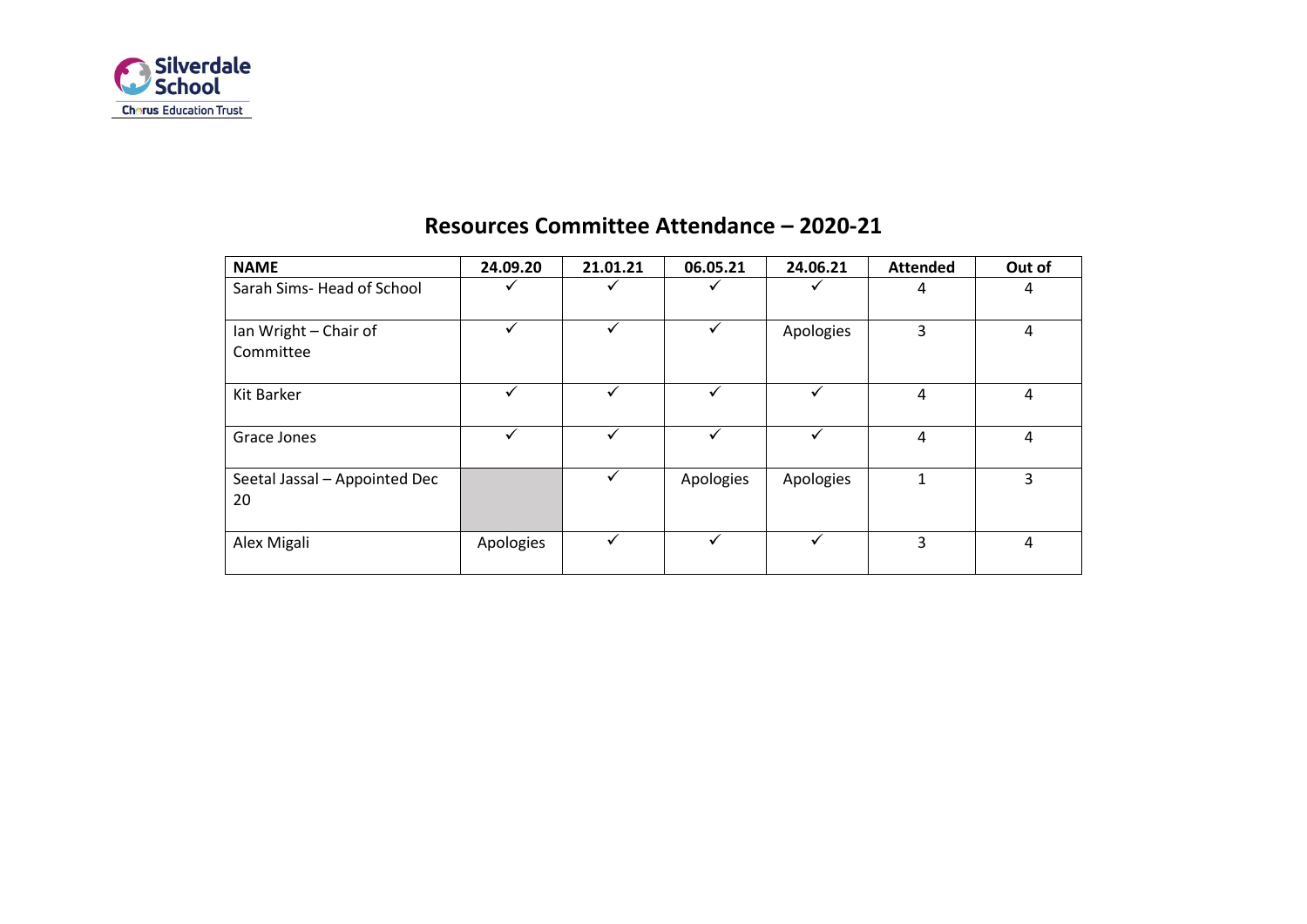# Resources Committee Attendance – 2020-21

| NAME | 24.09.20 | 21.01.21 | 06.05.21 | 24.06.21 | Attended | Out of |
|---|---|---|---|---|---|---|
| Sarah Sims- Head of School | ✓ | ✓ | ✓ | ✓ | 4 | 4 |
| Ian Wright – Chair of Committee | ✓ | ✓ | ✓ | Apologies | 3 | 4 |
| Kit Barker | ✓ | ✓ | ✓ | ✓ | 4 | 4 |
| Grace Jones | ✓ | ✓ | ✓ | ✓ | 4 | 4 |
| Seetal Jassal – Appointed Dec 20 | | ✓ | Apologies | Apologies | 1 | 3 |
| Alex Migali | Apologies | ✓ | ✓ | ✓ | 3 | 4 |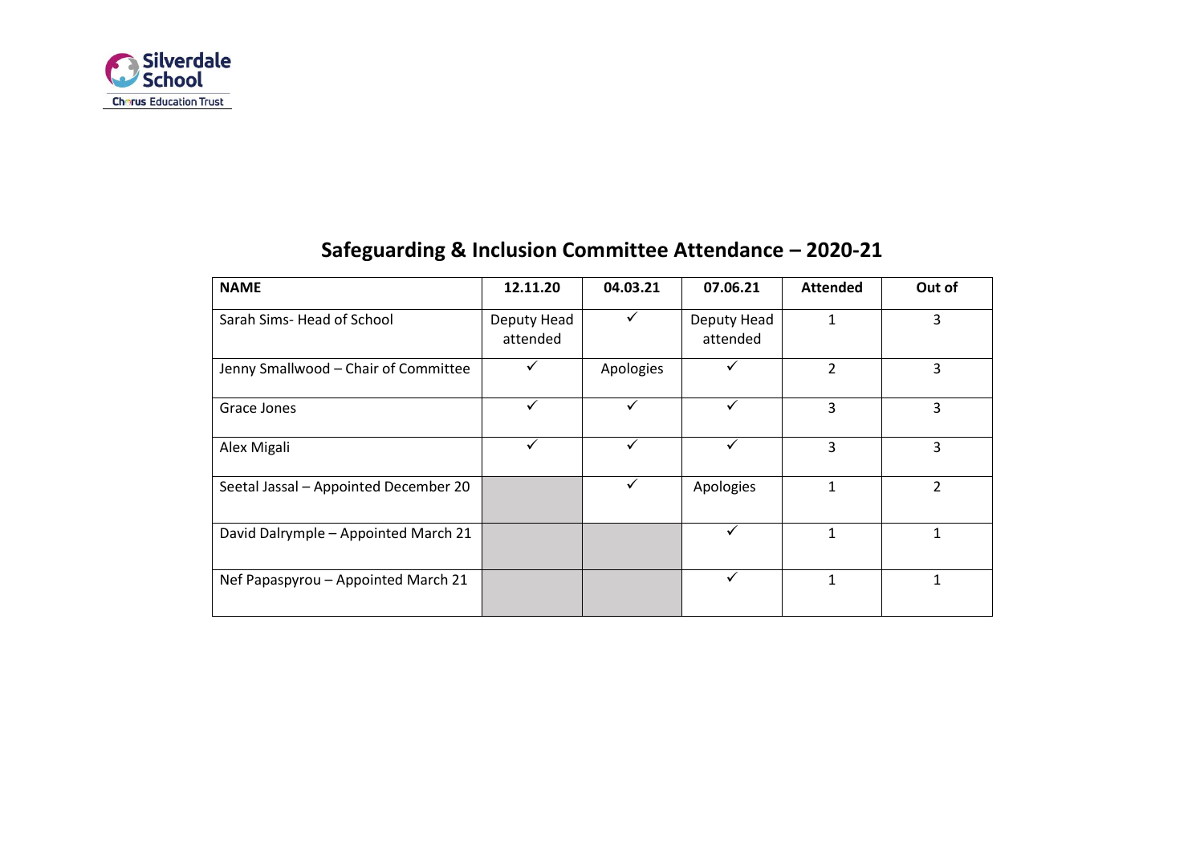# Safeguarding & Inclusion Committee Attendance – 2020-21

| NAME | 12.11.20 | 04.03.21 | 07.06.21 | Attended | Out of |
|---|---|---|---|---|---|
| Sarah Sims- Head of School | Deputy Head attended | ✓ | Deputy Head attended | 1 | 3 |
| Jenny Smallwood – Chair of Committee | ✓ | Apologies | ✓ | 2 | 3 |
| Grace Jones | ✓ | ✓ | ✓ | 3 | 3 |
| Alex Migali | ✓ | ✓ | ✓ | 3 | 3 |
| Seetal Jassal – Appointed December 20 | | ✓ | Apologies | 1 | 2 |
| David Dalrymple – Appointed March 21 | | | ✓ | 1 | 1 |
| Nef Papaspyrou – Appointed March 21 | | | ✓ | 1 | 1 |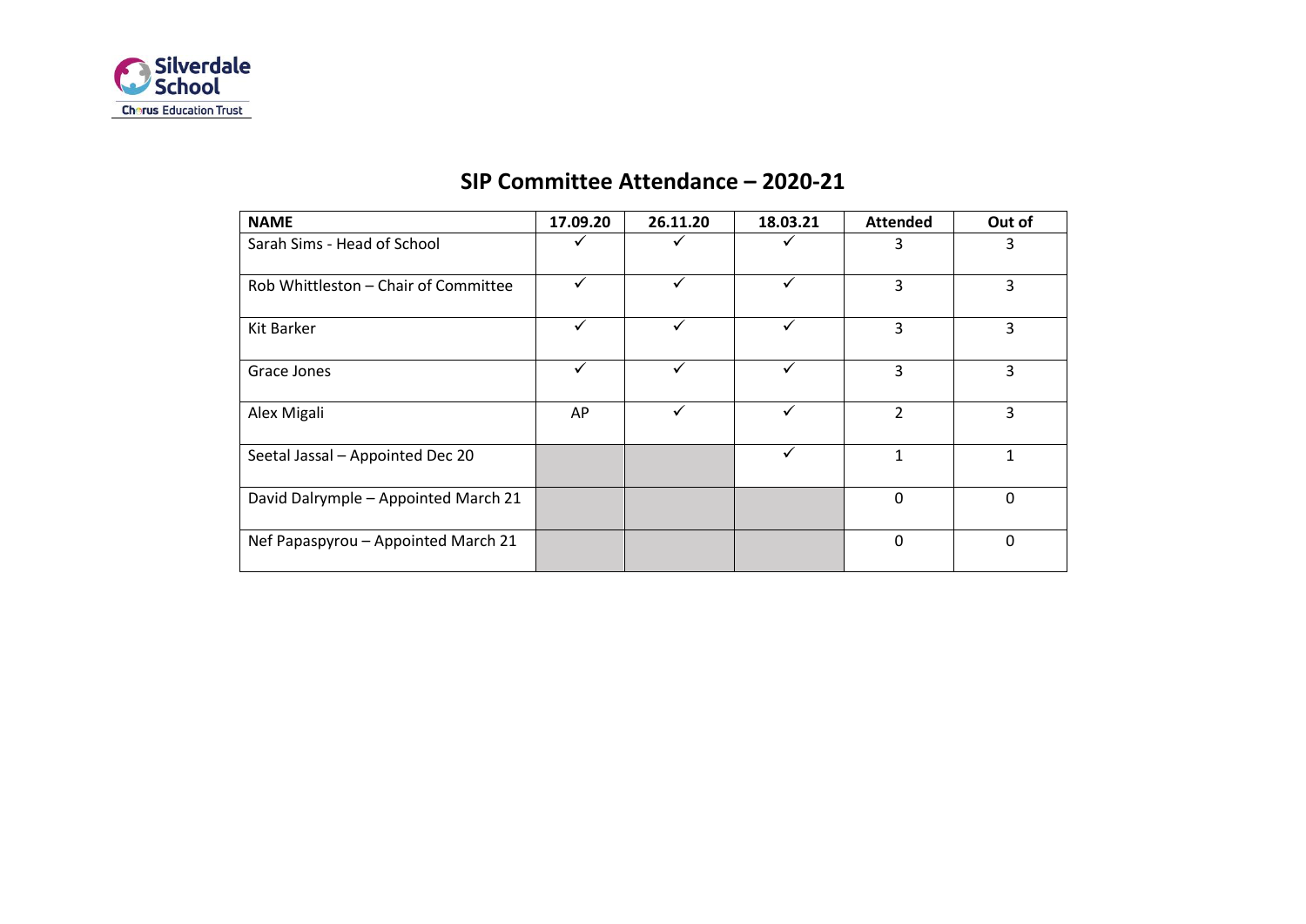## SIP Committee Attendance – 2020-21

| NAME | 17.09.20 | 26.11.20 | 18.03.21 | Attended | Out of |
|---|---|---|---|---|---|
| Sarah Sims - Head of School | ✓ | ✓ | ✓ | 3 | 3 |
| Rob Whittleston – Chair of Committee | ✓ | ✓ | ✓ | 3 | 3 |
| Kit Barker | ✓ | ✓ | ✓ | 3 | 3 |
| Grace Jones | ✓ | ✓ | ✓ | 3 | 3 |
| Alex Migali | AP | ✓ | ✓ | 2 | 3 |
| Seetal Jassal – Appointed Dec 20 | | | ✓ | 1 | 1 |
| David Dalrymple – Appointed March 21 | | | | 0 | 0 |
| Nef Papaspyrou – Appointed March 21 | | | | 0 | 0 |